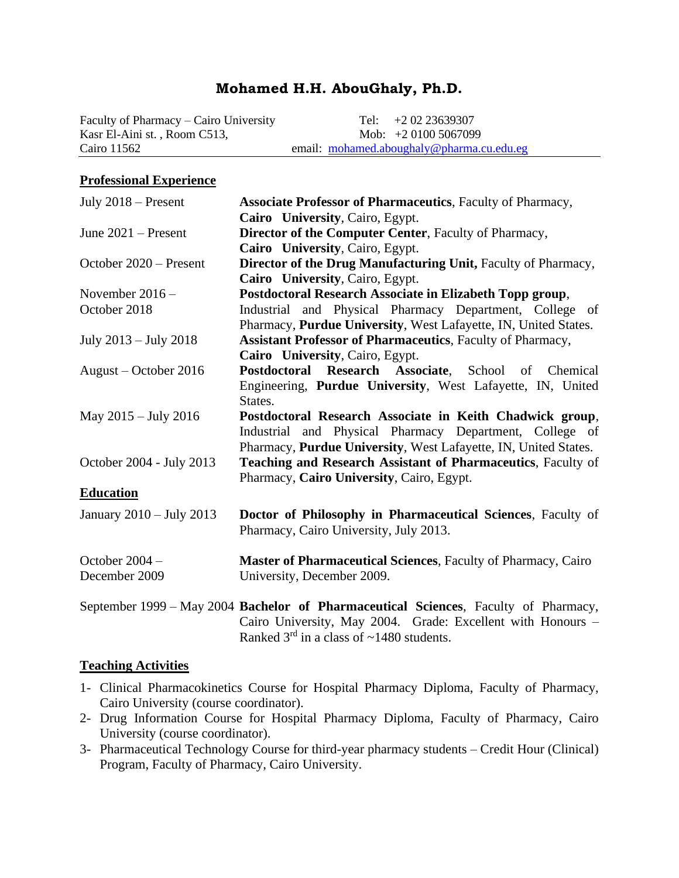# Mohamed H.H. AbouGhaly, Ph.D.

Faculty of Pharmacy – Cairo University
Kasr El-Aini st. , Room C513,
Cairo 11562

Tel: +2 02 23639307
Mob: +2 0100 5067099
email: mohamed.aboughaly@pharma.cu.edu.eg

## Professional Experience

| | |
|---|---|
| July 2018 – Present | **Associate Professor of Pharmaceutics**, Faculty of Pharmacy, **Cairo University**, Cairo, Egypt. |
| June 2021 – Present | **Director of the Computer Center**, Faculty of Pharmacy, **Cairo University**, Cairo, Egypt. |
| October 2020 – Present | **Director of the Drug Manufacturing Unit,** Faculty of Pharmacy, **Cairo University**, Cairo, Egypt. |
| November 2016 – October 2018 | **Postdoctoral Research Associate in Elizabeth Topp group**, Industrial and Physical Pharmacy Department, College of Pharmacy, **Purdue University**, West Lafayette, IN, United States. |
| July 2013 – July 2018 | **Assistant Professor of Pharmaceutics**, Faculty of Pharmacy, **Cairo University**, Cairo, Egypt. |
| August – October 2016 | **Postdoctoral Research Associate**, School of Chemical Engineering, **Purdue University**, West Lafayette, IN, United States. |
| May 2015 – July 2016 | **Postdoctoral Research Associate in Keith Chadwick group**, Industrial and Physical Pharmacy Department, College of Pharmacy, **Purdue University**, West Lafayette, IN, United States. |
| October 2004 - July 2013 | **Teaching and Research Assistant of Pharmaceutics**, Faculty of Pharmacy, **Cairo University**, Cairo, Egypt. |

## Education

| | |
|---|---|
| January 2010 – July 2013 | **Doctor of Philosophy in Pharmaceutical Sciences**, Faculty of Pharmacy, Cairo University, July 2013. |
| October 2004 – December 2009 | **Master of Pharmaceutical Sciences**, Faculty of Pharmacy, Cairo University, December 2009. |
| September 1999 – May 2004 | **Bachelor of Pharmaceutical Sciences**, Faculty of Pharmacy, Cairo University, May 2004. Grade: Excellent with Honours – Ranked 3rd in a class of ~1480 students. |

## Teaching Activities

1- Clinical Pharmacokinetics Course for Hospital Pharmacy Diploma, Faculty of Pharmacy, Cairo University (course coordinator).
2- Drug Information Course for Hospital Pharmacy Diploma, Faculty of Pharmacy, Cairo University (course coordinator).
3- Pharmaceutical Technology Course for third-year pharmacy students – Credit Hour (Clinical) Program, Faculty of Pharmacy, Cairo University.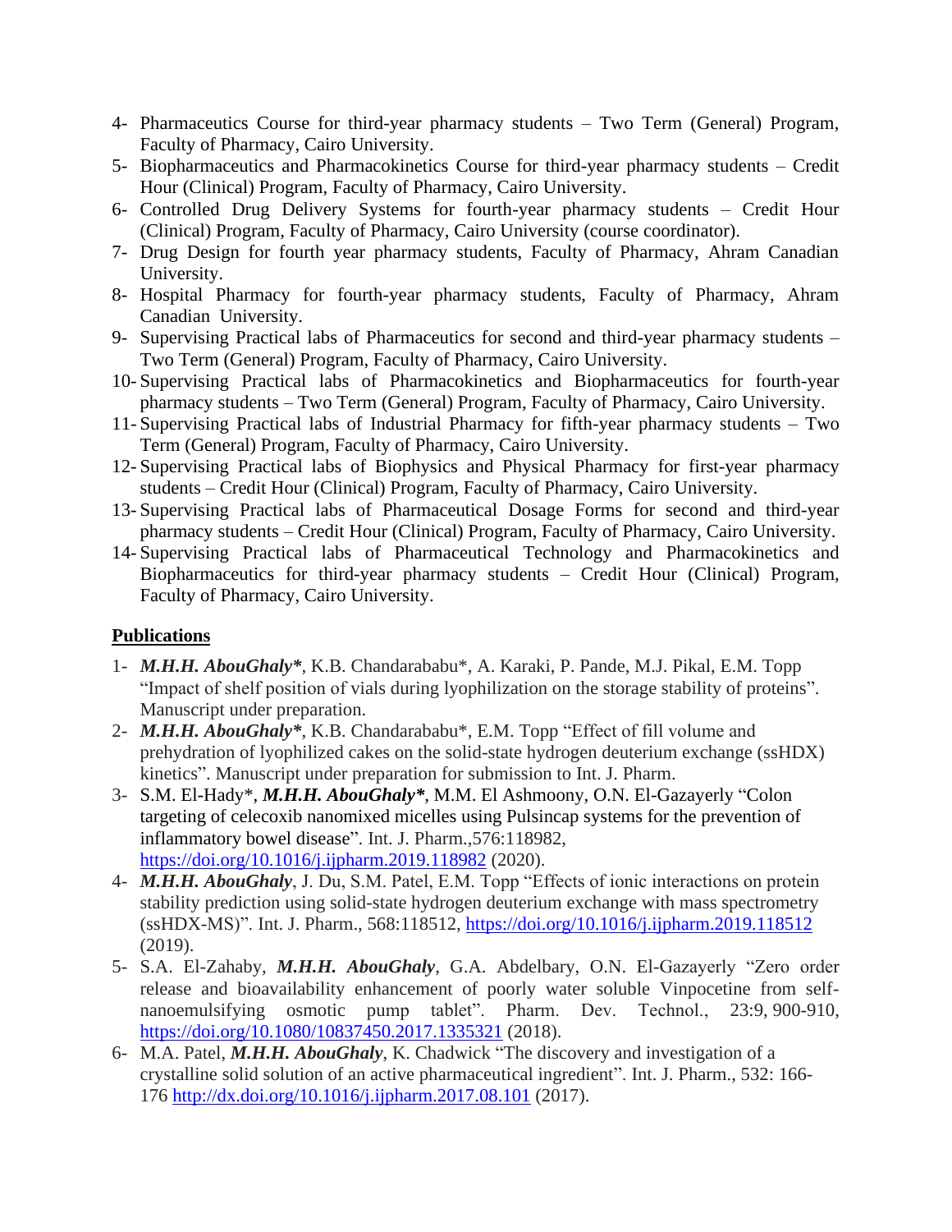4- Pharmaceutics Course for third-year pharmacy students – Two Term (General) Program, Faculty of Pharmacy, Cairo University.
5- Biopharmaceutics and Pharmacokinetics Course for third-year pharmacy students – Credit Hour (Clinical) Program, Faculty of Pharmacy, Cairo University.
6- Controlled Drug Delivery Systems for fourth-year pharmacy students – Credit Hour (Clinical) Program, Faculty of Pharmacy, Cairo University (course coordinator).
7- Drug Design for fourth year pharmacy students, Faculty of Pharmacy, Ahram Canadian University.
8- Hospital Pharmacy for fourth-year pharmacy students, Faculty of Pharmacy, Ahram Canadian University.
9- Supervising Practical labs of Pharmaceutics for second and third-year pharmacy students – Two Term (General) Program, Faculty of Pharmacy, Cairo University.
10- Supervising Practical labs of Pharmacokinetics and Biopharmaceutics for fourth-year pharmacy students – Two Term (General) Program, Faculty of Pharmacy, Cairo University.
11- Supervising Practical labs of Industrial Pharmacy for fifth-year pharmacy students – Two Term (General) Program, Faculty of Pharmacy, Cairo University.
12- Supervising Practical labs of Biophysics and Physical Pharmacy for first-year pharmacy students – Credit Hour (Clinical) Program, Faculty of Pharmacy, Cairo University.
13- Supervising Practical labs of Pharmaceutical Dosage Forms for second and third-year pharmacy students – Credit Hour (Clinical) Program, Faculty of Pharmacy, Cairo University.
14- Supervising Practical labs of Pharmaceutical Technology and Pharmacokinetics and Biopharmaceutics for third-year pharmacy students – Credit Hour (Clinical) Program, Faculty of Pharmacy, Cairo University.

## Publications

1- ***M.H.H. AbouGhaly****, K.B. Chandarababu*, A. Karaki, P. Pande, M.J. Pikal, E.M. Topp "Impact of shelf position of vials during lyophilization on the storage stability of proteins". Manuscript under preparation.
2- ***M.H.H. AbouGhaly****, K.B. Chandarababu*, E.M. Topp "Effect of fill volume and prehydration of lyophilized cakes on the solid-state hydrogen deuterium exchange (ssHDX) kinetics". Manuscript under preparation for submission to Int. J. Pharm.
3- S.M. El-Hady*, ***M.H.H. AbouGhaly****, M.M. El Ashmoony, O.N. El-Gazayerly "Colon targeting of celecoxib nanomixed micelles using Pulsincap systems for the prevention of inflammatory bowel disease". Int. J. Pharm.,576:118982, https://doi.org/10.1016/j.ijpharm.2019.118982 (2020).
4- ***M.H.H. AbouGhaly***, J. Du, S.M. Patel, E.M. Topp "Effects of ionic interactions on protein stability prediction using solid-state hydrogen deuterium exchange with mass spectrometry (ssHDX-MS)". Int. J. Pharm., 568:118512, https://doi.org/10.1016/j.ijpharm.2019.118512 (2019).
5- S.A. El-Zahaby, ***M.H.H. AbouGhaly***, G.A. Abdelbary, O.N. El-Gazayerly "Zero order release and bioavailability enhancement of poorly water soluble Vinpocetine from self-nanoemulsifying osmotic pump tablet". Pharm. Dev. Technol., 23:9, 900-910, https://doi.org/10.1080/10837450.2017.1335321 (2018).
6- M.A. Patel, ***M.H.H. AbouGhaly***, K. Chadwick "The discovery and investigation of a crystalline solid solution of an active pharmaceutical ingredient". Int. J. Pharm., 532: 166-176 http://dx.doi.org/10.1016/j.ijpharm.2017.08.101 (2017).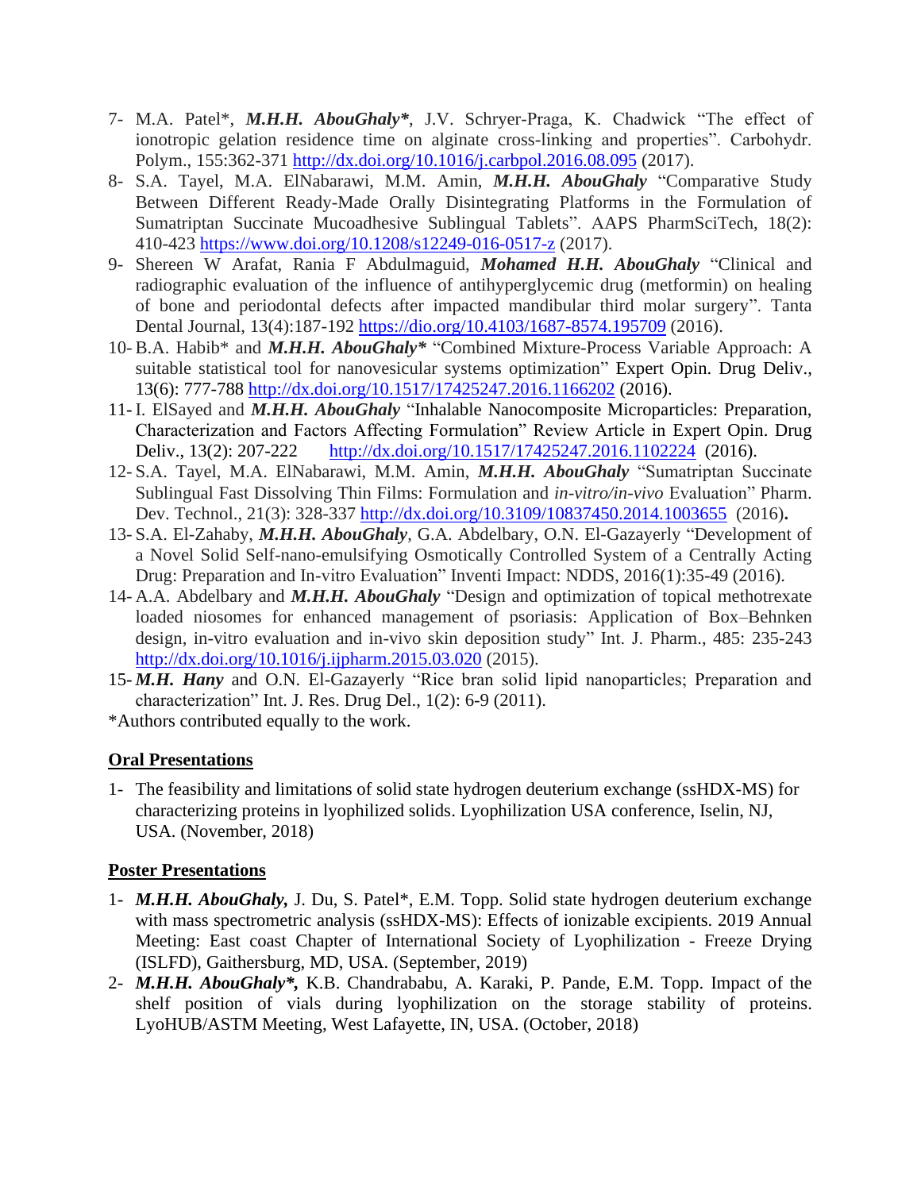7- M.A. Patel*, ***M.H.H. AbouGhaly****, J.V. Schryer-Praga, K. Chadwick "The effect of ionotropic gelation residence time on alginate cross-linking and properties". Carbohydr. Polym., 155:362-371 http://dx.doi.org/10.1016/j.carbpol.2016.08.095 (2017).
8- S.A. Tayel, M.A. ElNabarawi, M.M. Amin, ***M.H.H. AbouGhaly*** "Comparative Study Between Different Ready-Made Orally Disintegrating Platforms in the Formulation of Sumatriptan Succinate Mucoadhesive Sublingual Tablets". AAPS PharmSciTech, 18(2): 410-423 https://www.doi.org/10.1208/s12249-016-0517-z (2017).
9- Shereen W Arafat, Rania F Abdulmaguid, ***Mohamed H.H. AbouGhaly*** "Clinical and radiographic evaluation of the influence of antihyperglycemic drug (metformin) on healing of bone and periodontal defects after impacted mandibular third molar surgery". Tanta Dental Journal, 13(4):187-192 https://dio.org/10.4103/1687-8574.195709 (2016).
10- B.A. Habib* and ***M.H.H. AbouGhaly**** "Combined Mixture-Process Variable Approach: A suitable statistical tool for nanovesicular systems optimization" Expert Opin. Drug Deliv., 13(6): 777-788 http://dx.doi.org/10.1517/17425247.2016.1166202 (2016).
11- I. ElSayed and ***M.H.H. AbouGhaly*** "Inhalable Nanocomposite Microparticles: Preparation, Characterization and Factors Affecting Formulation" Review Article in Expert Opin. Drug Deliv., 13(2): 207-222 http://dx.doi.org/10.1517/17425247.2016.1102224 (2016).
12- S.A. Tayel, M.A. ElNabarawi, M.M. Amin, ***M.H.H. AbouGhaly*** "Sumatriptan Succinate Sublingual Fast Dissolving Thin Films: Formulation and *in-vitro/in-vivo* Evaluation" Pharm. Dev. Technol., 21(3): 328-337 http://dx.doi.org/10.3109/10837450.2014.1003655 (2016).
13- S.A. El-Zahaby, ***M.H.H. AbouGhaly***, G.A. Abdelbary, O.N. El-Gazayerly "Development of a Novel Solid Self-nano-emulsifying Osmotically Controlled System of a Centrally Acting Drug: Preparation and In-vitro Evaluation" Inventi Impact: NDDS, 2016(1):35-49 (2016).
14- A.A. Abdelbary and ***M.H.H. AbouGhaly*** "Design and optimization of topical methotrexate loaded niosomes for enhanced management of psoriasis: Application of Box–Behnken design, in-vitro evaluation and in-vivo skin deposition study" Int. J. Pharm., 485: 235-243 http://dx.doi.org/10.1016/j.ijpharm.2015.03.020 (2015).
15- ***M.H. Hany*** and O.N. El-Gazayerly "Rice bran solid lipid nanoparticles; Preparation and characterization" Int. J. Res. Drug Del., 1(2): 6-9 (2011).

*Authors contributed equally to the work.

## Oral Presentations

1- The feasibility and limitations of solid state hydrogen deuterium exchange (ssHDX-MS) for characterizing proteins in lyophilized solids. Lyophilization USA conference, Iselin, NJ, USA. (November, 2018)

## Poster Presentations

1- ***M.H.H. AbouGhaly,*** J. Du, S. Patel*, E.M. Topp. Solid state hydrogen deuterium exchange with mass spectrometric analysis (ssHDX-MS): Effects of ionizable excipients. 2019 Annual Meeting: East coast Chapter of International Society of Lyophilization - Freeze Drying (ISLFD), Gaithersburg, MD, USA. (September, 2019)
2- ***M.H.H. AbouGhaly*,*** K.B. Chandrababu, A. Karaki, P. Pande, E.M. Topp. Impact of the shelf position of vials during lyophilization on the storage stability of proteins. LyoHUB/ASTM Meeting, West Lafayette, IN, USA. (October, 2018)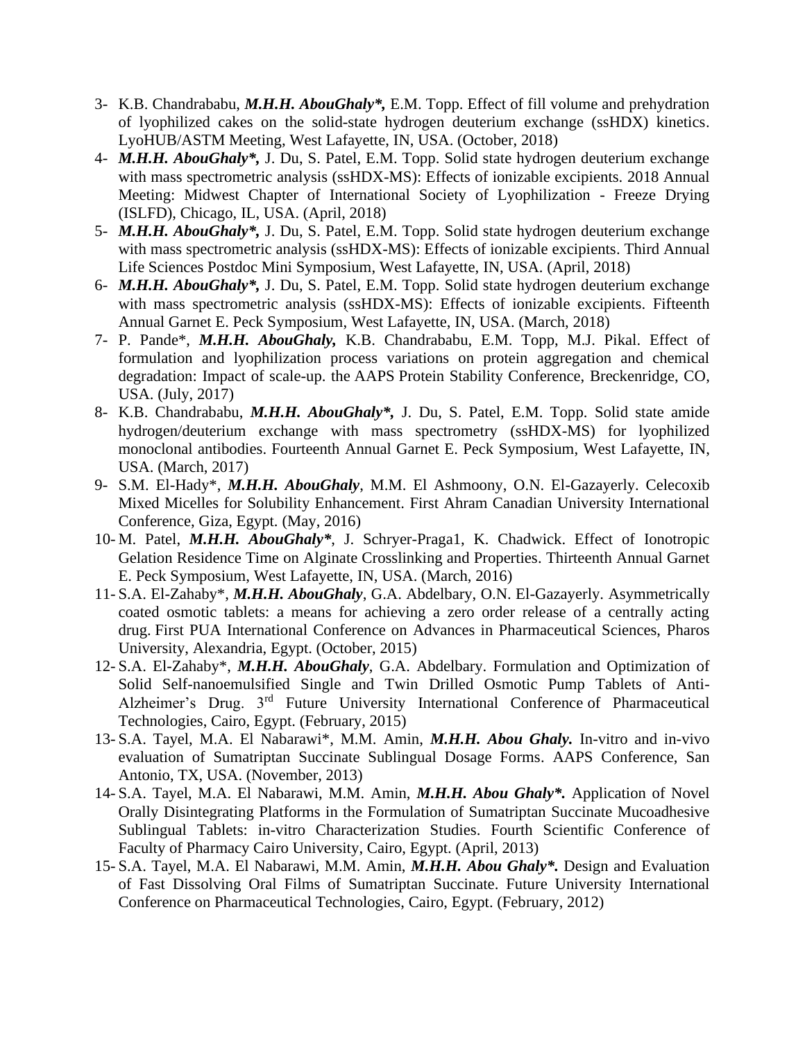3- K.B. Chandrababu, ***M.H.H. AbouGhaly\*,*** E.M. Topp. Effect of fill volume and prehydration of lyophilized cakes on the solid-state hydrogen deuterium exchange (ssHDX) kinetics. LyoHUB/ASTM Meeting, West Lafayette, IN, USA. (October, 2018)

4- ***M.H.H. AbouGhaly\*,*** J. Du, S. Patel, E.M. Topp. Solid state hydrogen deuterium exchange with mass spectrometric analysis (ssHDX-MS): Effects of ionizable excipients. 2018 Annual Meeting: Midwest Chapter of International Society of Lyophilization - Freeze Drying (ISLFD), Chicago, IL, USA. (April, 2018)

5- ***M.H.H. AbouGhaly\*,*** J. Du, S. Patel, E.M. Topp. Solid state hydrogen deuterium exchange with mass spectrometric analysis (ssHDX-MS): Effects of ionizable excipients. Third Annual Life Sciences Postdoc Mini Symposium, West Lafayette, IN, USA. (April, 2018)

6- ***M.H.H. AbouGhaly\*,*** J. Du, S. Patel, E.M. Topp. Solid state hydrogen deuterium exchange with mass spectrometric analysis (ssHDX-MS): Effects of ionizable excipients. Fifteenth Annual Garnet E. Peck Symposium, West Lafayette, IN, USA. (March, 2018)

7- P. Pande\*, ***M.H.H. AbouGhaly,*** K.B. Chandrababu, E.M. Topp, M.J. Pikal. Effect of formulation and lyophilization process variations on protein aggregation and chemical degradation: Impact of scale-up. the AAPS Protein Stability Conference, Breckenridge, CO, USA. (July, 2017)

8- K.B. Chandrababu, ***M.H.H. AbouGhaly\*,*** J. Du, S. Patel, E.M. Topp. Solid state amide hydrogen/deuterium exchange with mass spectrometry (ssHDX-MS) for lyophilized monoclonal antibodies. Fourteenth Annual Garnet E. Peck Symposium, West Lafayette, IN, USA. (March, 2017)

9- S.M. El-Hady\*, ***M.H.H. AbouGhaly***, M.M. El Ashmoony, O.N. El-Gazayerly. Celecoxib Mixed Micelles for Solubility Enhancement. First Ahram Canadian University International Conference, Giza, Egypt. (May, 2016)

10- M. Patel, ***M.H.H. AbouGhaly\****, J. Schryer-Praga1, K. Chadwick. Effect of Ionotropic Gelation Residence Time on Alginate Crosslinking and Properties. Thirteenth Annual Garnet E. Peck Symposium, West Lafayette, IN, USA. (March, 2016)

11- S.A. El-Zahaby\*, ***M.H.H. AbouGhaly***, G.A. Abdelbary, O.N. El-Gazayerly. Asymmetrically coated osmotic tablets: a means for achieving a zero order release of a centrally acting drug. First PUA International Conference on Advances in Pharmaceutical Sciences, Pharos University, Alexandria, Egypt. (October, 2015)

12- S.A. El-Zahaby\*, ***M.H.H. AbouGhaly***, G.A. Abdelbary. Formulation and Optimization of Solid Self-nanoemulsified Single and Twin Drilled Osmotic Pump Tablets of Anti-Alzheimer's Drug. 3rd Future University International Conference of Pharmaceutical Technologies, Cairo, Egypt. (February, 2015)

13- S.A. Tayel, M.A. El Nabarawi\*, M.M. Amin, ***M.H.H. Abou Ghaly.*** In-vitro and in-vivo evaluation of Sumatriptan Succinate Sublingual Dosage Forms. AAPS Conference, San Antonio, TX, USA. (November, 2013)

14- S.A. Tayel, M.A. El Nabarawi, M.M. Amin, ***M.H.H. Abou Ghaly\*.*** Application of Novel Orally Disintegrating Platforms in the Formulation of Sumatriptan Succinate Mucoadhesive Sublingual Tablets: in-vitro Characterization Studies. Fourth Scientific Conference of Faculty of Pharmacy Cairo University, Cairo, Egypt. (April, 2013)

15- S.A. Tayel, M.A. El Nabarawi, M.M. Amin, ***M.H.H. Abou Ghaly\*.*** Design and Evaluation of Fast Dissolving Oral Films of Sumatriptan Succinate. Future University International Conference on Pharmaceutical Technologies, Cairo, Egypt. (February, 2012)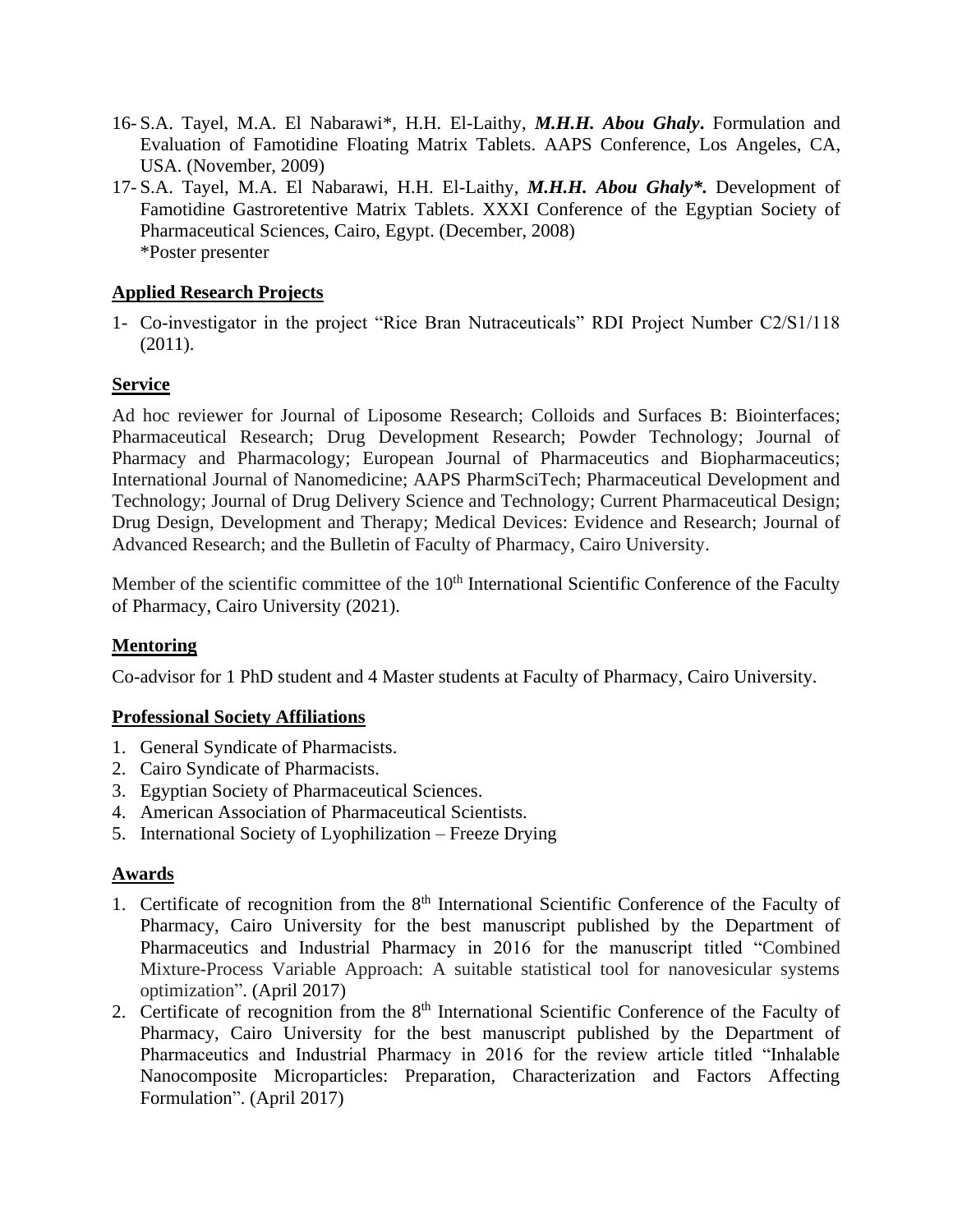16- S.A. Tayel, M.A. El Nabarawi*, H.H. El-Laithy, ***M.H.H. Abou Ghaly*.** Formulation and Evaluation of Famotidine Floating Matrix Tablets. AAPS Conference, Los Angeles, CA, USA. (November, 2009)

17- S.A. Tayel, M.A. El Nabarawi, H.H. El-Laithy, ***M.H.H. Abou Ghaly\*.*** Development of Famotidine Gastroretentive Matrix Tablets. XXXI Conference of the Egyptian Society of Pharmaceutical Sciences, Cairo, Egypt. (December, 2008)
*Poster presenter

## Applied Research Projects

1- Co-investigator in the project "Rice Bran Nutraceuticals" RDI Project Number C2/S1/118 (2011).

## Service

Ad hoc reviewer for Journal of Liposome Research; Colloids and Surfaces B: Biointerfaces; Pharmaceutical Research; Drug Development Research; Powder Technology; Journal of Pharmacy and Pharmacology; European Journal of Pharmaceutics and Biopharmaceutics; International Journal of Nanomedicine; AAPS PharmSciTech; Pharmaceutical Development and Technology; Journal of Drug Delivery Science and Technology; Current Pharmaceutical Design; Drug Design, Development and Therapy; Medical Devices: Evidence and Research; Journal of Advanced Research; and the Bulletin of Faculty of Pharmacy, Cairo University.

Member of the scientific committee of the 10th International Scientific Conference of the Faculty of Pharmacy, Cairo University (2021).

## Mentoring

Co-advisor for 1 PhD student and 4 Master students at Faculty of Pharmacy, Cairo University.

## Professional Society Affiliations

1. General Syndicate of Pharmacists.
2. Cairo Syndicate of Pharmacists.
3. Egyptian Society of Pharmaceutical Sciences.
4. American Association of Pharmaceutical Scientists.
5. International Society of Lyophilization – Freeze Drying

## Awards

1. Certificate of recognition from the 8th International Scientific Conference of the Faculty of Pharmacy, Cairo University for the best manuscript published by the Department of Pharmaceutics and Industrial Pharmacy in 2016 for the manuscript titled "Combined Mixture-Process Variable Approach: A suitable statistical tool for nanovesicular systems optimization". (April 2017)
2. Certificate of recognition from the 8th International Scientific Conference of the Faculty of Pharmacy, Cairo University for the best manuscript published by the Department of Pharmaceutics and Industrial Pharmacy in 2016 for the review article titled "Inhalable Nanocomposite Microparticles: Preparation, Characterization and Factors Affecting Formulation". (April 2017)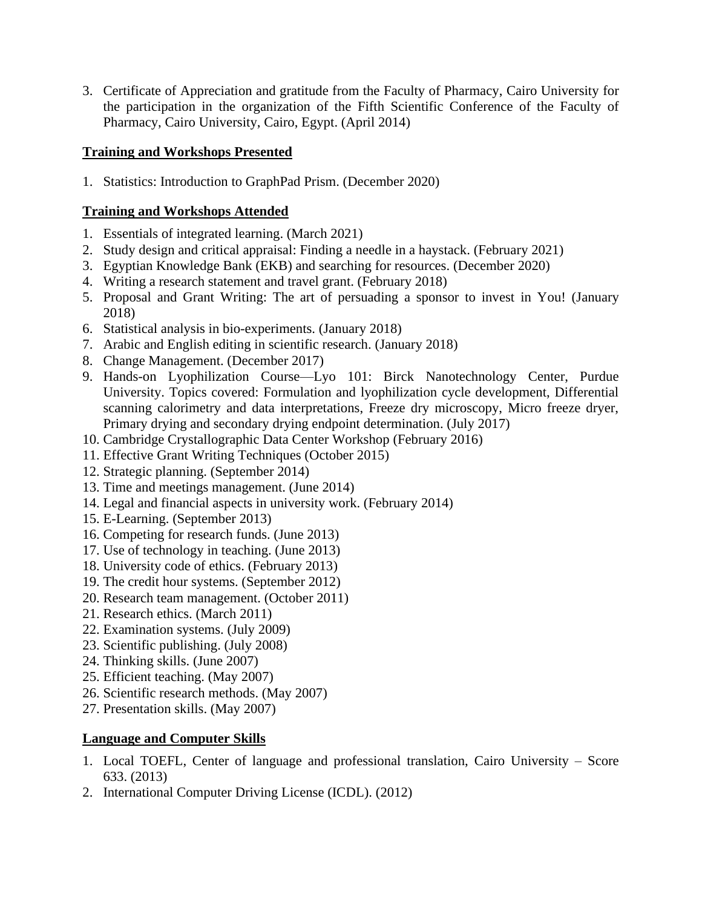3. Certificate of Appreciation and gratitude from the Faculty of Pharmacy, Cairo University for the participation in the organization of the Fifth Scientific Conference of the Faculty of Pharmacy, Cairo University, Cairo, Egypt. (April 2014)

## Training and Workshops Presented

1. Statistics: Introduction to GraphPad Prism. (December 2020)

## Training and Workshops Attended

1. Essentials of integrated learning. (March 2021)
2. Study design and critical appraisal: Finding a needle in a haystack. (February 2021)
3. Egyptian Knowledge Bank (EKB) and searching for resources. (December 2020)
4. Writing a research statement and travel grant. (February 2018)
5. Proposal and Grant Writing: The art of persuading a sponsor to invest in You! (January 2018)
6. Statistical analysis in bio-experiments. (January 2018)
7. Arabic and English editing in scientific research. (January 2018)
8. Change Management. (December 2017)
9. Hands-on Lyophilization Course—Lyo 101: Birck Nanotechnology Center, Purdue University. Topics covered: Formulation and lyophilization cycle development, Differential scanning calorimetry and data interpretations, Freeze dry microscopy, Micro freeze dryer, Primary drying and secondary drying endpoint determination. (July 2017)
10. Cambridge Crystallographic Data Center Workshop (February 2016)
11. Effective Grant Writing Techniques (October 2015)
12. Strategic planning. (September 2014)
13. Time and meetings management. (June 2014)
14. Legal and financial aspects in university work. (February 2014)
15. E-Learning. (September 2013)
16. Competing for research funds. (June 2013)
17. Use of technology in teaching. (June 2013)
18. University code of ethics. (February 2013)
19. The credit hour systems. (September 2012)
20. Research team management. (October 2011)
21. Research ethics. (March 2011)
22. Examination systems. (July 2009)
23. Scientific publishing. (July 2008)
24. Thinking skills. (June 2007)
25. Efficient teaching. (May 2007)
26. Scientific research methods. (May 2007)
27. Presentation skills. (May 2007)

## Language and Computer Skills

1. Local TOEFL, Center of language and professional translation, Cairo University – Score 633. (2013)
2. International Computer Driving License (ICDL). (2012)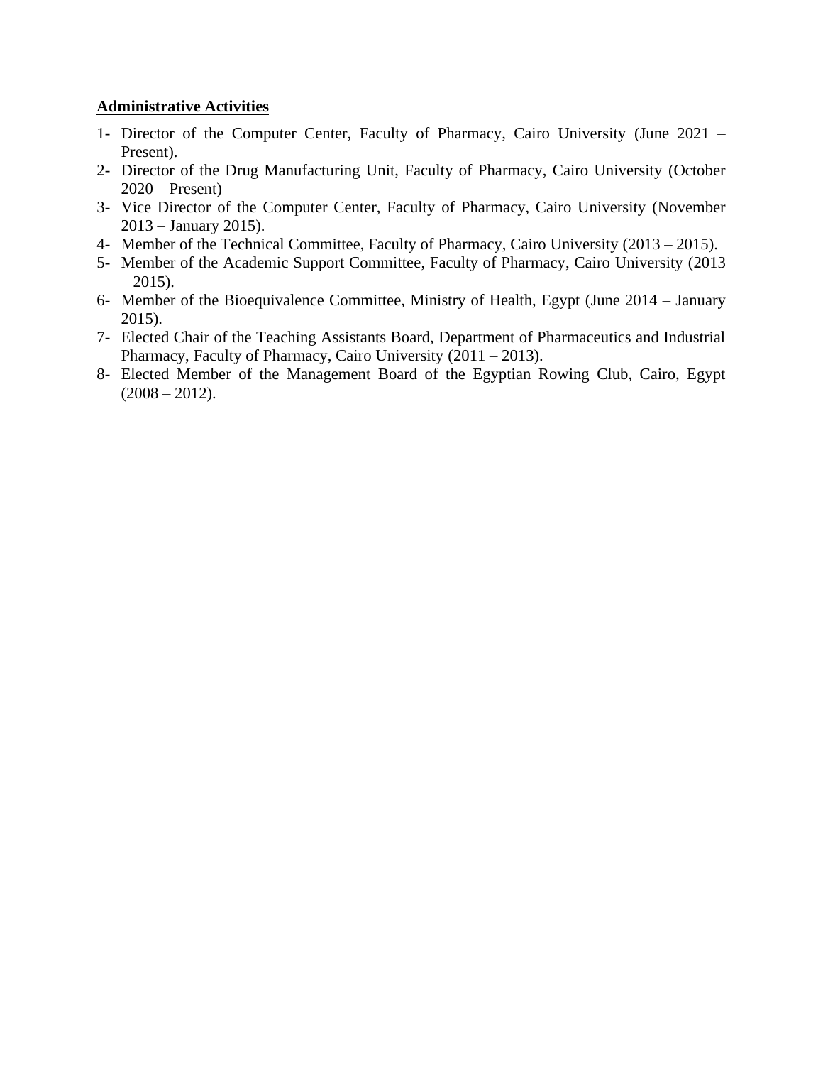**Administrative Activities**

1- Director of the Computer Center, Faculty of Pharmacy, Cairo University (June 2021 – Present).
2- Director of the Drug Manufacturing Unit, Faculty of Pharmacy, Cairo University (October 2020 – Present)
3- Vice Director of the Computer Center, Faculty of Pharmacy, Cairo University (November 2013 – January 2015).
4- Member of the Technical Committee, Faculty of Pharmacy, Cairo University (2013 – 2015).
5- Member of the Academic Support Committee, Faculty of Pharmacy, Cairo University (2013 – 2015).
6- Member of the Bioequivalence Committee, Ministry of Health, Egypt (June 2014 – January 2015).
7- Elected Chair of the Teaching Assistants Board, Department of Pharmaceutics and Industrial Pharmacy, Faculty of Pharmacy, Cairo University (2011 – 2013).
8- Elected Member of the Management Board of the Egyptian Rowing Club, Cairo, Egypt (2008 – 2012).